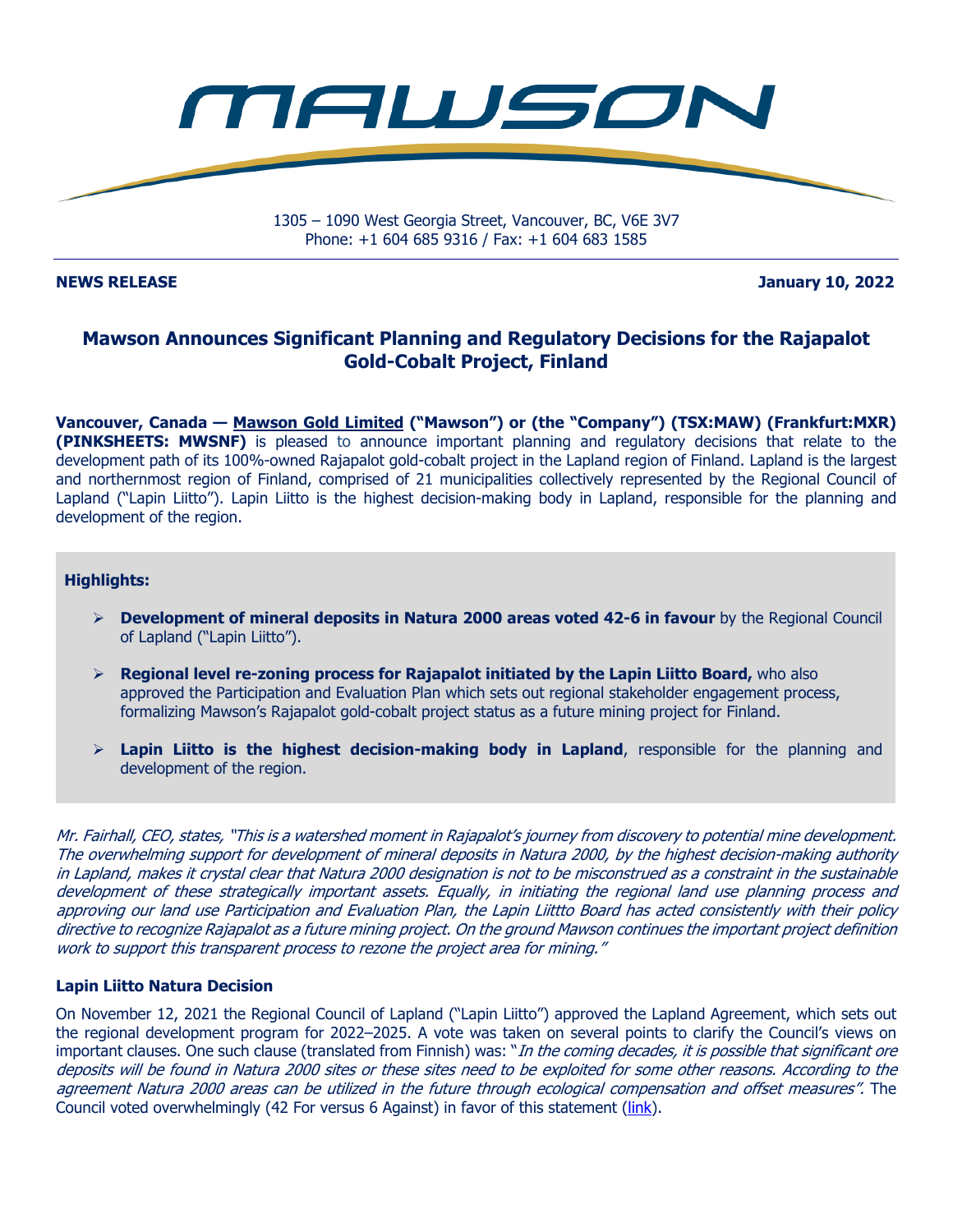# MAWSON

1305 – 1090 West Georgia Street, Vancouver, BC, V6E 3V7
Phone: +1 604 685 9316 / Fax: +1 604 683 1585

**NEWS RELEASE** **January 10, 2022**

## Mawson Announces Significant Planning and Regulatory Decisions for the Rajapalot Gold-Cobalt Project, Finland

**Vancouver, Canada — Mawson Gold Limited ("Mawson") or (the "Company") (TSX:MAW) (Frankfurt:MXR) (PINKSHEETS: MWSNF)** is pleased to announce important planning and regulatory decisions that relate to the development path of its 100%-owned Rajapalot gold-cobalt project in the Lapland region of Finland. Lapland is the largest and northernmost region of Finland, comprised of 21 municipalities collectively represented by the Regional Council of Lapland ("Lapin Liitto"). Lapin Liitto is the highest decision-making body in Lapland, responsible for the planning and development of the region.

**Highlights:**

- **Development of mineral deposits in Natura 2000 areas voted 42-6 in favour** by the Regional Council of Lapland ("Lapin Liitto").
- **Regional level re-zoning process for Rajapalot initiated by the Lapin Liitto Board,** who also approved the Participation and Evaluation Plan which sets out regional stakeholder engagement process, formalizing Mawson's Rajapalot gold-cobalt project status as a future mining project for Finland.
- **Lapin Liitto is the highest decision-making body in Lapland**, responsible for the planning and development of the region.

*Mr. Fairhall, CEO, states, "This is a watershed moment in Rajapalot's journey from discovery to potential mine development. The overwhelming support for development of mineral deposits in Natura 2000, by the highest decision-making authority in Lapland, makes it crystal clear that Natura 2000 designation is not to be misconstrued as a constraint in the sustainable development of these strategically important assets. Equally, in initiating the regional land use planning process and approving our land use Participation and Evaluation Plan, the Lapin Liittto Board has acted consistently with their policy directive to recognize Rajapalot as a future mining project. On the ground Mawson continues the important project definition work to support this transparent process to rezone the project area for mining."*

### Lapin Liitto Natura Decision

On November 12, 2021 the Regional Council of Lapland ("Lapin Liitto") approved the Lapland Agreement, which sets out the regional development program for 2022–2025. A vote was taken on several points to clarify the Council's views on important clauses. One such clause (translated from Finnish) was: "*In the coming decades, it is possible that significant ore deposits will be found in Natura 2000 sites or these sites need to be exploited for some other reasons. According to the agreement Natura 2000 areas can be utilized in the future through ecological compensation and offset measures"*. The Council voted overwhelmingly (42 For versus 6 Against) in favor of this statement (link).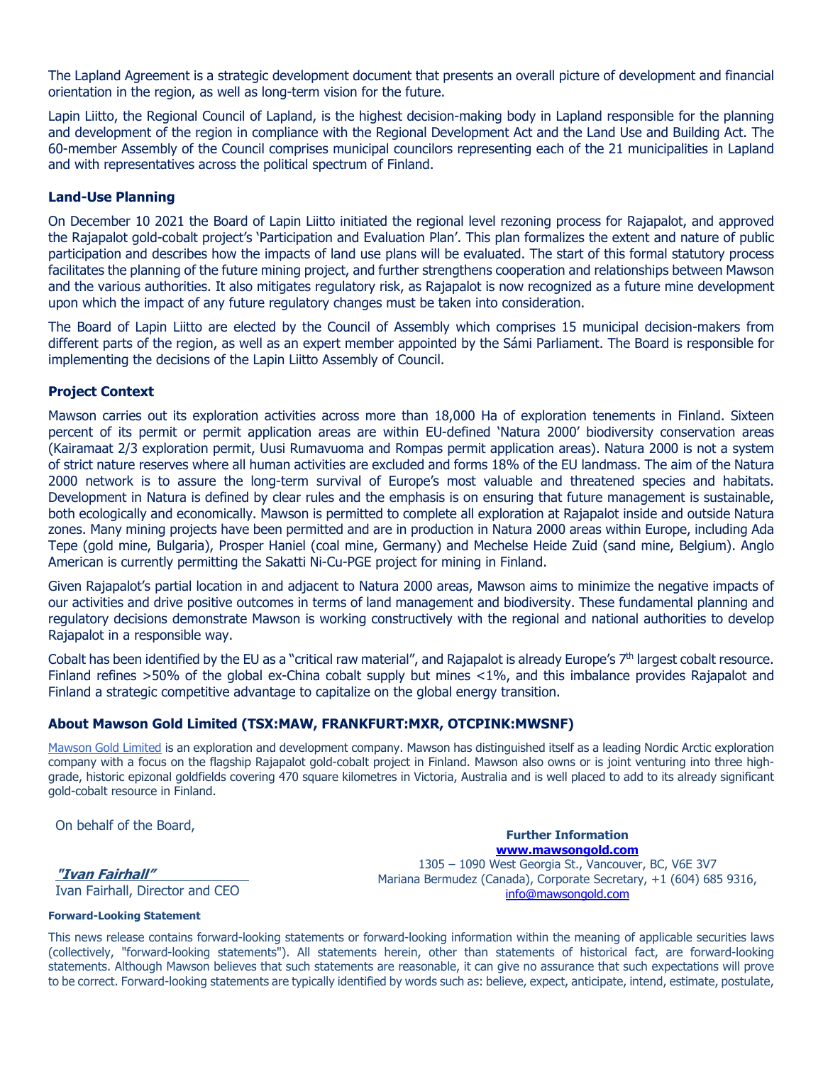The Lapland Agreement is a strategic development document that presents an overall picture of development and financial orientation in the region, as well as long-term vision for the future.

Lapin Liitto, the Regional Council of Lapland, is the highest decision-making body in Lapland responsible for the planning and development of the region in compliance with the Regional Development Act and the Land Use and Building Act. The 60-member Assembly of the Council comprises municipal councilors representing each of the 21 municipalities in Lapland and with representatives across the political spectrum of Finland.

### Land-Use Planning

On December 10 2021 the Board of Lapin Liitto initiated the regional level rezoning process for Rajapalot, and approved the Rajapalot gold-cobalt project's 'Participation and Evaluation Plan'. This plan formalizes the extent and nature of public participation and describes how the impacts of land use plans will be evaluated. The start of this formal statutory process facilitates the planning of the future mining project, and further strengthens cooperation and relationships between Mawson and the various authorities. It also mitigates regulatory risk, as Rajapalot is now recognized as a future mine development upon which the impact of any future regulatory changes must be taken into consideration.

The Board of Lapin Liitto are elected by the Council of Assembly which comprises 15 municipal decision-makers from different parts of the region, as well as an expert member appointed by the Sámi Parliament. The Board is responsible for implementing the decisions of the Lapin Liitto Assembly of Council.

### Project Context

Mawson carries out its exploration activities across more than 18,000 Ha of exploration tenements in Finland. Sixteen percent of its permit or permit application areas are within EU-defined 'Natura 2000' biodiversity conservation areas (Kairamaat 2/3 exploration permit, Uusi Rumavuoma and Rompas permit application areas). Natura 2000 is not a system of strict nature reserves where all human activities are excluded and forms 18% of the EU landmass. The aim of the Natura 2000 network is to assure the long-term survival of Europe's most valuable and threatened species and habitats. Development in Natura is defined by clear rules and the emphasis is on ensuring that future management is sustainable, both ecologically and economically. Mawson is permitted to complete all exploration at Rajapalot inside and outside Natura zones. Many mining projects have been permitted and are in production in Natura 2000 areas within Europe, including Ada Tepe (gold mine, Bulgaria), Prosper Haniel (coal mine, Germany) and Mechelse Heide Zuid (sand mine, Belgium). Anglo American is currently permitting the Sakatti Ni-Cu-PGE project for mining in Finland.

Given Rajapalot's partial location in and adjacent to Natura 2000 areas, Mawson aims to minimize the negative impacts of our activities and drive positive outcomes in terms of land management and biodiversity. These fundamental planning and regulatory decisions demonstrate Mawson is working constructively with the regional and national authorities to develop Rajapalot in a responsible way.

Cobalt has been identified by the EU as a "critical raw material", and Rajapalot is already Europe's 7th largest cobalt resource. Finland refines >50% of the global ex-China cobalt supply but mines <1%, and this imbalance provides Rajapalot and Finland a strategic competitive advantage to capitalize on the global energy transition.

### About Mawson Gold Limited (TSX:MAW, FRANKFURT:MXR, OTCPINK:MWSNF)

Mawson Gold Limited is an exploration and development company. Mawson has distinguished itself as a leading Nordic Arctic exploration company with a focus on the flagship Rajapalot gold-cobalt project in Finland. Mawson also owns or is joint venturing into three high-grade, historic epizonal goldfields covering 470 square kilometres in Victoria, Australia and is well placed to add to its already significant gold-cobalt resource in Finland.

On behalf of the Board,

***"Ivan Fairhall"***
Ivan Fairhall, Director and CEO

**Further Information**
**www.mawsongold.com**
1305 – 1090 West Georgia St., Vancouver, BC, V6E 3V7
Mariana Bermudez (Canada), Corporate Secretary, +1 (604) 685 9316, info@mawsongold.com

**Forward-Looking Statement**

This news release contains forward-looking statements or forward-looking information within the meaning of applicable securities laws (collectively, "forward-looking statements"). All statements herein, other than statements of historical fact, are forward-looking statements. Although Mawson believes that such statements are reasonable, it can give no assurance that such expectations will prove to be correct. Forward-looking statements are typically identified by words such as: believe, expect, anticipate, intend, estimate, postulate,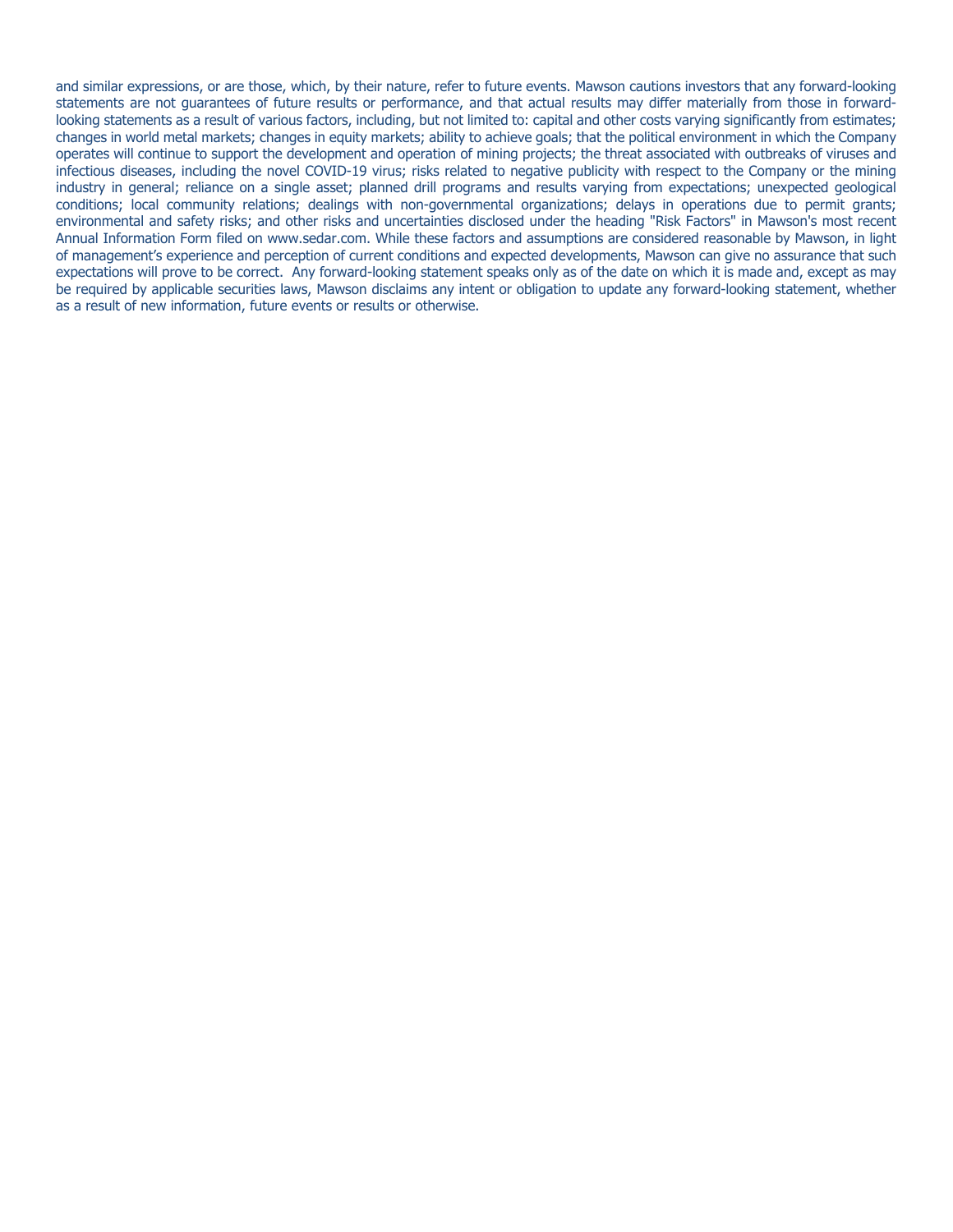and similar expressions, or are those, which, by their nature, refer to future events. Mawson cautions investors that any forward-looking statements are not guarantees of future results or performance, and that actual results may differ materially from those in forward-looking statements as a result of various factors, including, but not limited to: capital and other costs varying significantly from estimates; changes in world metal markets; changes in equity markets; ability to achieve goals; that the political environment in which the Company operates will continue to support the development and operation of mining projects; the threat associated with outbreaks of viruses and infectious diseases, including the novel COVID-19 virus; risks related to negative publicity with respect to the Company or the mining industry in general; reliance on a single asset; planned drill programs and results varying from expectations; unexpected geological conditions; local community relations; dealings with non-governmental organizations; delays in operations due to permit grants; environmental and safety risks; and other risks and uncertainties disclosed under the heading "Risk Factors" in Mawson's most recent Annual Information Form filed on www.sedar.com. While these factors and assumptions are considered reasonable by Mawson, in light of management's experience and perception of current conditions and expected developments, Mawson can give no assurance that such expectations will prove to be correct. Any forward-looking statement speaks only as of the date on which it is made and, except as may be required by applicable securities laws, Mawson disclaims any intent or obligation to update any forward-looking statement, whether as a result of new information, future events or results or otherwise.